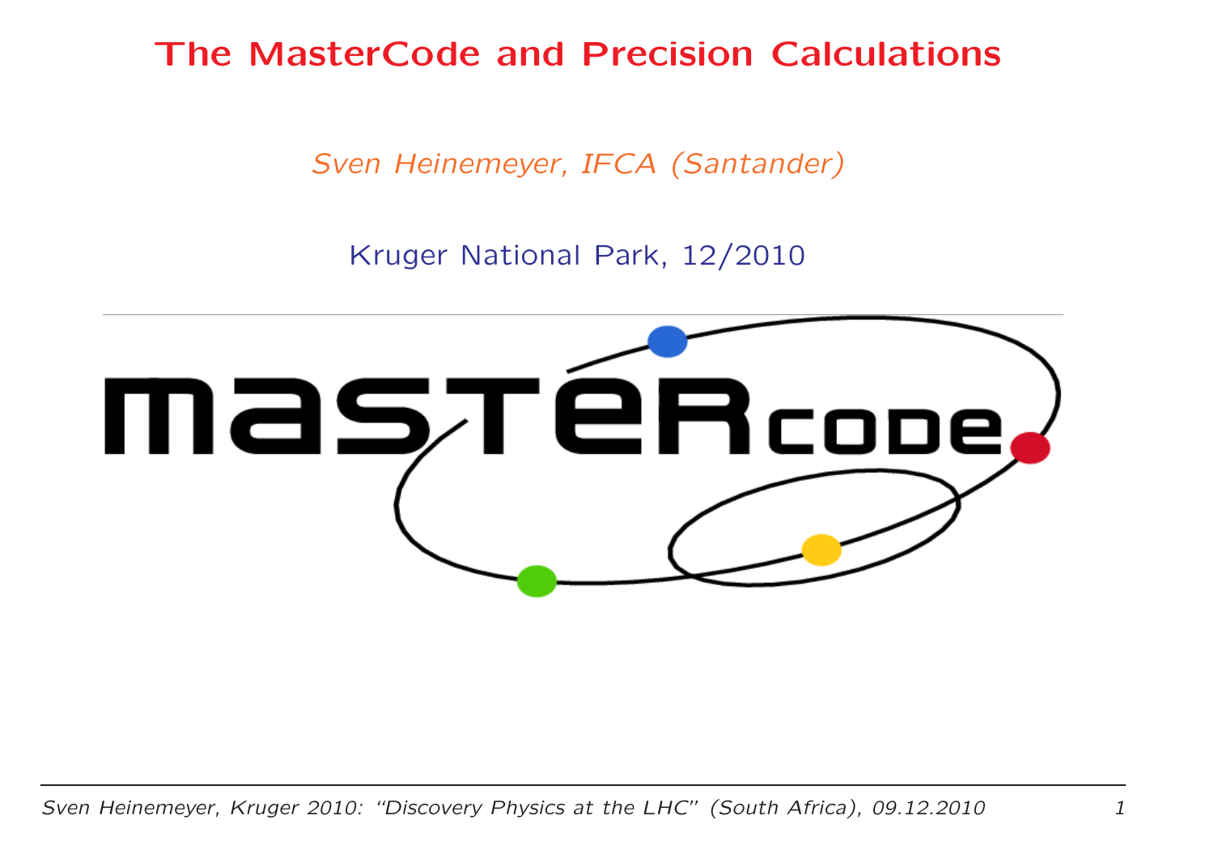# The MasterCode and Precision Calculations

*Sven Heinemeyer, IFCA (Santander)*

Kruger National Park, 12/2010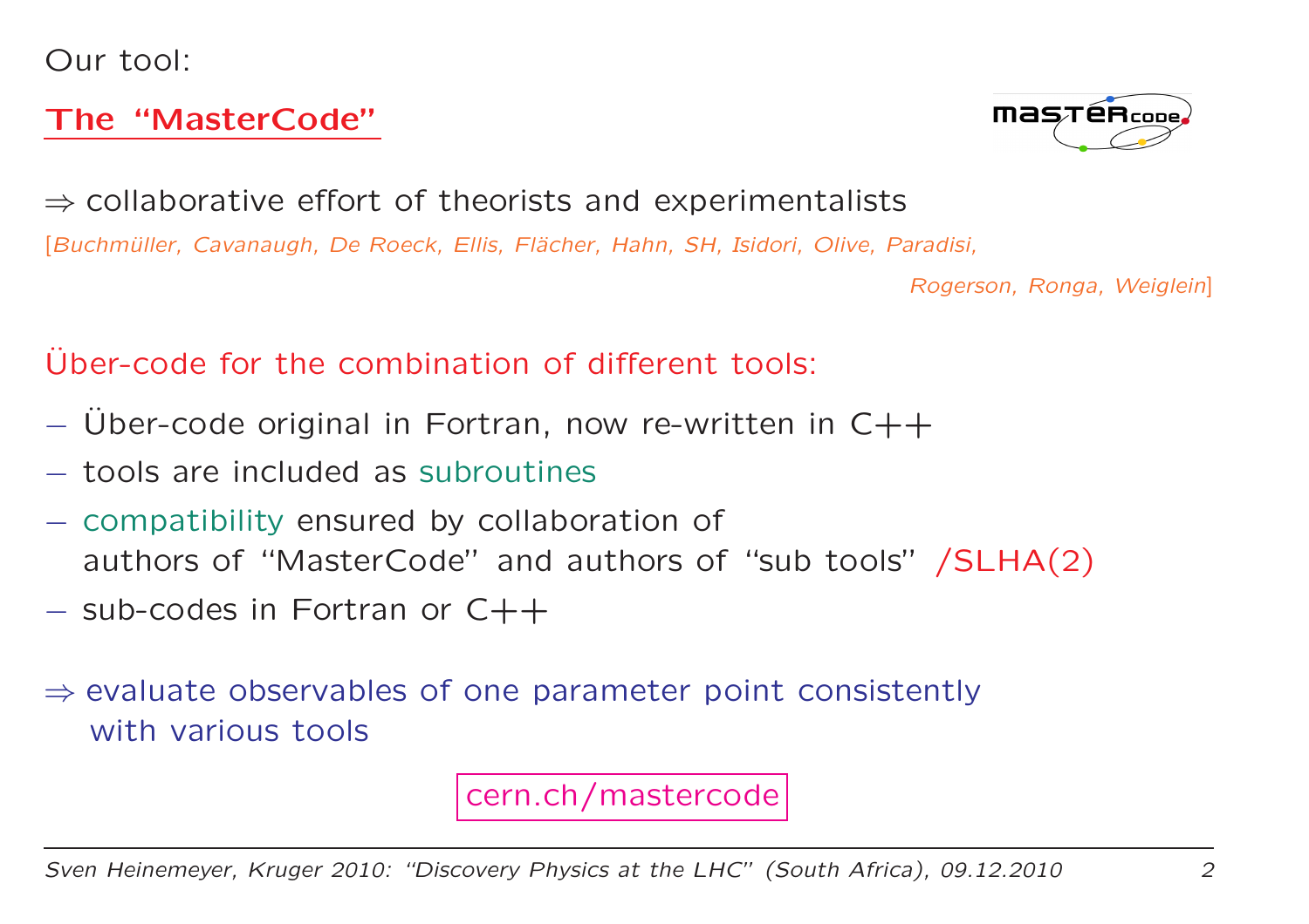Our tool:

## The "MasterCode"

$\Rightarrow$ collaborative effort of theorists and experimentalists

[*Buchmüller, Cavanaugh, De Roeck, Ellis, Flächer, Hahn, SH, Isidori, Olive, Paradisi, Rogerson, Ronga, Weiglein*]

Über-code for the combination of different tools:

- Über-code original in Fortran, now re-written in C++
- tools are included as subroutines
- compatibility ensured by collaboration of authors of "MasterCode" and authors of "sub tools" /SLHA(2)
- sub-codes in Fortran or C++

$\Rightarrow$ evaluate observables of one parameter point consistently with various tools

cern.ch/mastercode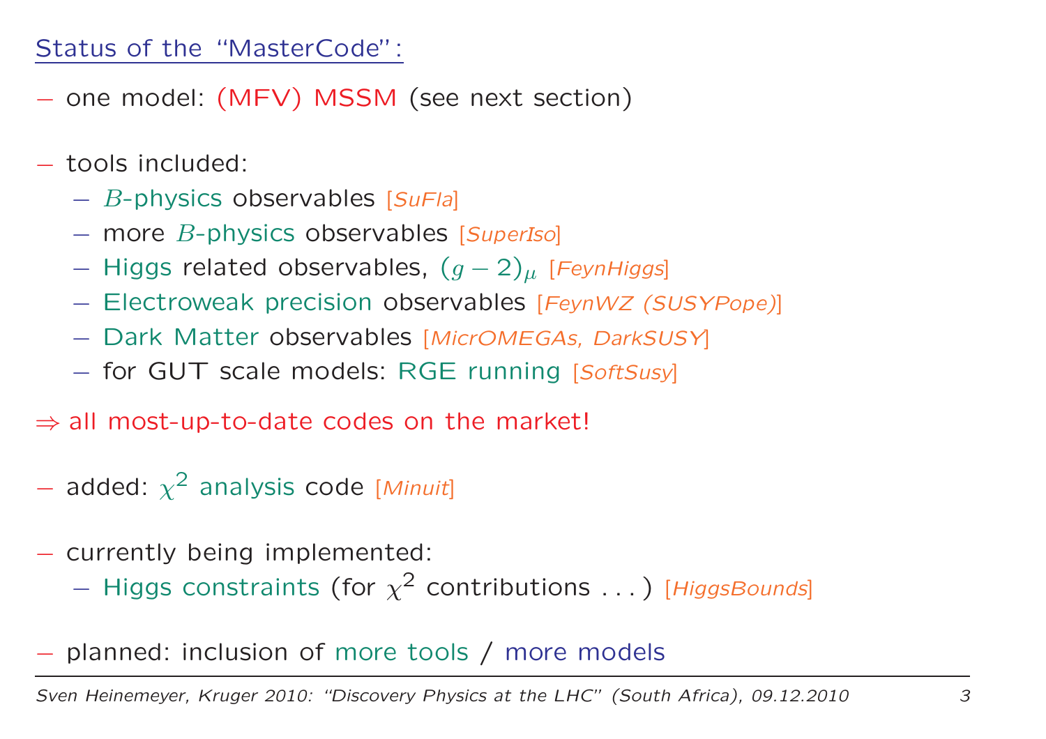## Status of the "MasterCode":

- one model: (MFV) MSSM (see next section)

- tools included:
  - $B$-physics observables [*SuFla*]
  - more $B$-physics observables [*SuperIso*]
  - Higgs related observables, $(g-2)_\mu$ [*FeynHiggs*]
  - Electroweak precision observables [*FeynWZ (SUSYPope)*]
  - Dark Matter observables [*MicrOMEGAs, DarkSUSY*]
  - for GUT scale models: RGE running [*SoftSusy*]

$\Rightarrow$ all most-up-to-date codes on the market!

- added: $\chi^2$ analysis code [*Minuit*]

- currently being implemented:
  - Higgs constraints (for $\chi^2$ contributions . . . ) [*HiggsBounds*]

- planned: inclusion of more tools / more models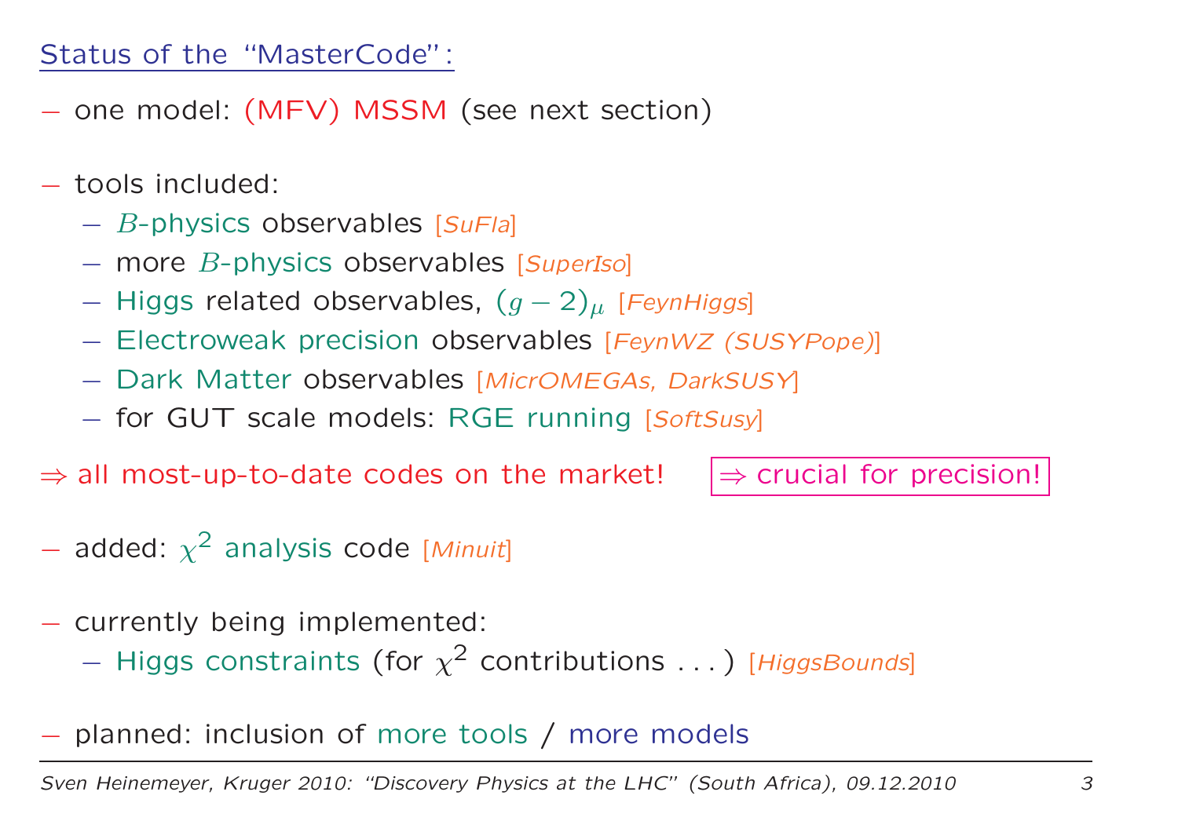## Status of the "MasterCode":

- one model: (MFV) MSSM (see next section)

- tools included:
  - $B$-physics observables [*SuFla*]
  - more $B$-physics observables [*SuperIso*]
  - Higgs related observables, $(g-2)_\mu$ [*FeynHiggs*]
  - Electroweak precision observables [*FeynWZ (SUSYPope)*]
  - Dark Matter observables [*MicrOMEGAs, DarkSUSY*]
  - for GUT scale models: RGE running [*SoftSusy*]

$\Rightarrow$ all most-up-to-date codes on the market! $\quad$ $\Rightarrow$ crucial for precision!

- added: $\chi^2$ analysis code [*Minuit*]

- currently being implemented:
  - Higgs constraints (for $\chi^2$ contributions . . . ) [*HiggsBounds*]

- planned: inclusion of more tools / more models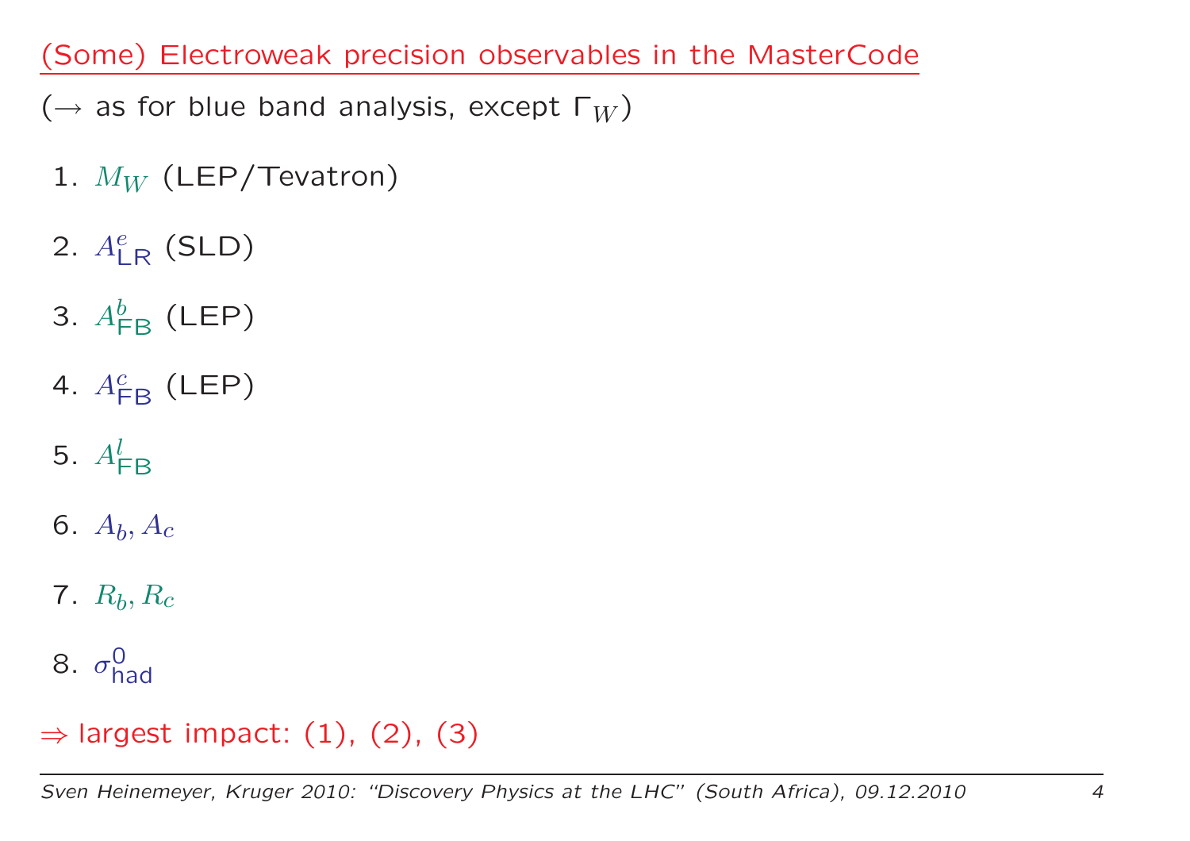## (Some) Electroweak precision observables in the MasterCode

($\rightarrow$ as for blue band analysis, except $\Gamma_W$)

1. $M_W$ (LEP/Tevatron)
2. $A^e_{\mathrm{LR}}$ (SLD)
3. $A^b_{\mathrm{FB}}$ (LEP)
4. $A^c_{\mathrm{FB}}$ (LEP)
5. $A^l_{\mathrm{FB}}$
6. $A_b, A_c$
7. $R_b, R_c$
8. $\sigma^0_{\mathrm{had}}$

$\Rightarrow$ largest impact: (1), (2), (3)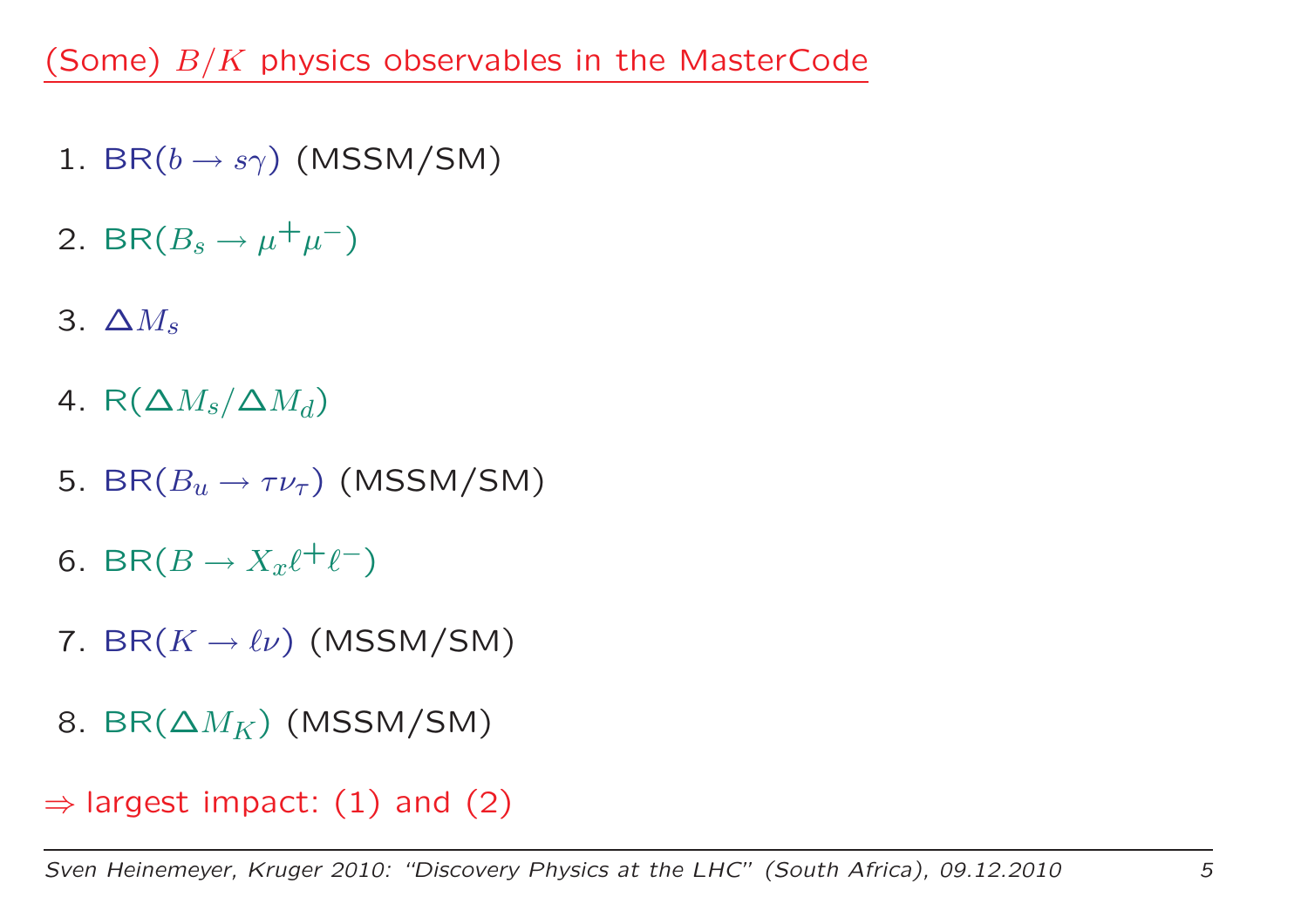# (Some) $B/K$ physics observables in the MasterCode

1. BR($b \to s\gamma$) (MSSM/SM)
2. BR($B_s \to \mu^+\mu^-$)
3. $\Delta M_s$
4. R($\Delta M_s/\Delta M_d$)
5. BR($B_u \to \tau\nu_\tau$) (MSSM/SM)
6. BR($B \to X_x\ell^+\ell^-$)
7. BR($K \to \ell\nu$) (MSSM/SM)
8. BR($\Delta M_K$) (MSSM/SM)

$\Rightarrow$ largest impact: (1) and (2)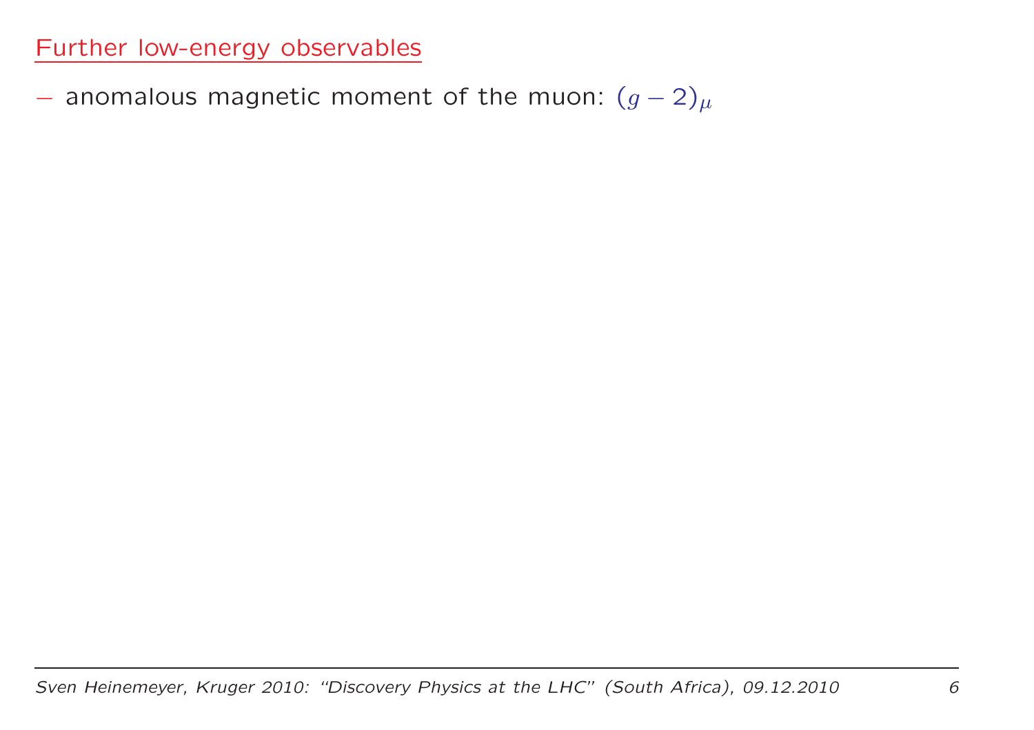## Further low-energy observables

− anomalous magnetic moment of the muon: $(g-2)_\mu$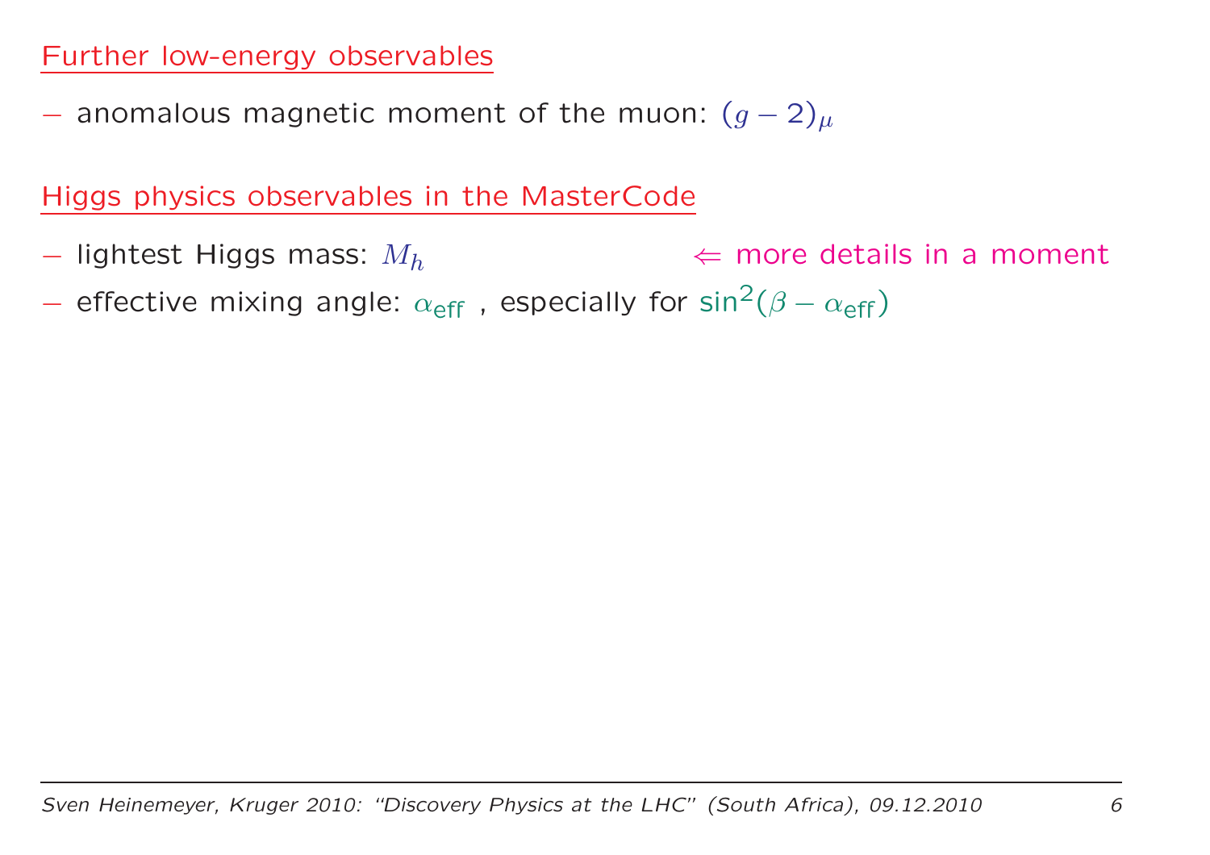## Further low-energy observables

– anomalous magnetic moment of the muon: $(g-2)_\mu$

## Higgs physics observables in the MasterCode

– lightest Higgs mass: $M_h$ $\Leftarrow$ more details in a moment

– effective mixing angle: $\alpha_{\text{eff}}$ , especially for $\sin^2(\beta - \alpha_{\text{eff}})$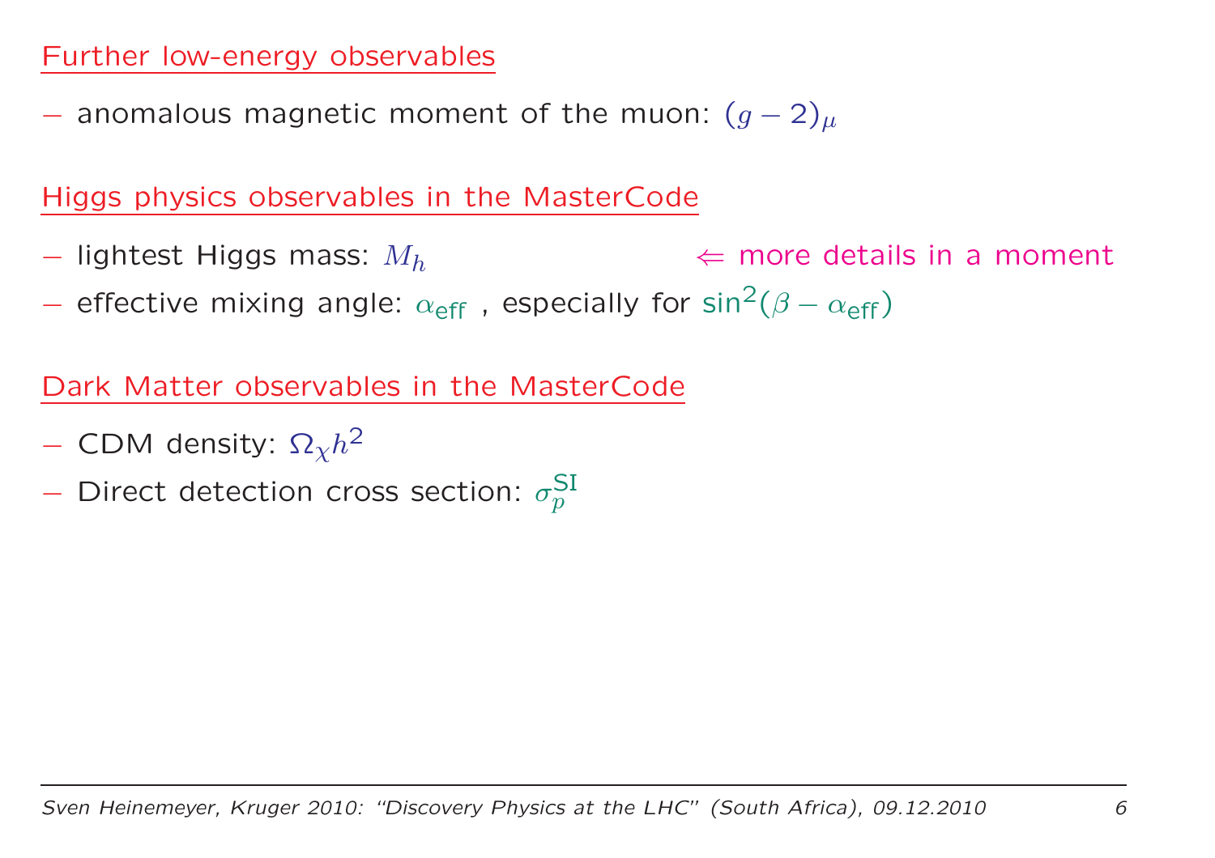## Further low-energy observables

- anomalous magnetic moment of the muon: $(g-2)_\mu$

## Higgs physics observables in the MasterCode

- lightest Higgs mass: $M_h$ $\Leftarrow$ more details in a moment
- effective mixing angle: $\alpha_{\text{eff}}$ , especially for $\sin^2(\beta - \alpha_{\text{eff}})$

## Dark Matter observables in the MasterCode

- CDM density: $\Omega_\chi h^2$
- Direct detection cross section: $\sigma_p^{\text{SI}}$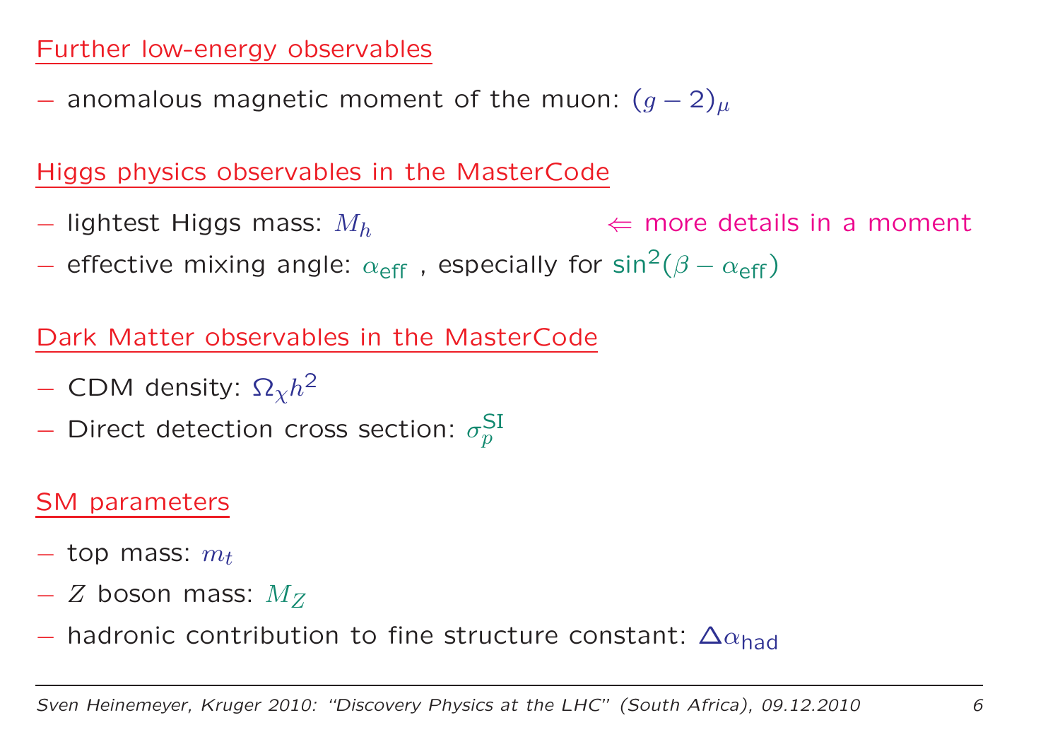## Further low-energy observables

– anomalous magnetic moment of the muon: $(g-2)_\mu$

## Higgs physics observables in the MasterCode

– lightest Higgs mass: $M_h$ $\Leftarrow$ more details in a moment

– effective mixing angle: $\alpha_{\text{eff}}$ , especially for $\sin^2(\beta - \alpha_{\text{eff}})$

## Dark Matter observables in the MasterCode

– CDM density: $\Omega_\chi h^2$

– Direct detection cross section: $\sigma_p^{\text{SI}}$

## SM parameters

– top mass: $m_t$

– $Z$ boson mass: $M_Z$

– hadronic contribution to fine structure constant: $\Delta\alpha_{\text{had}}$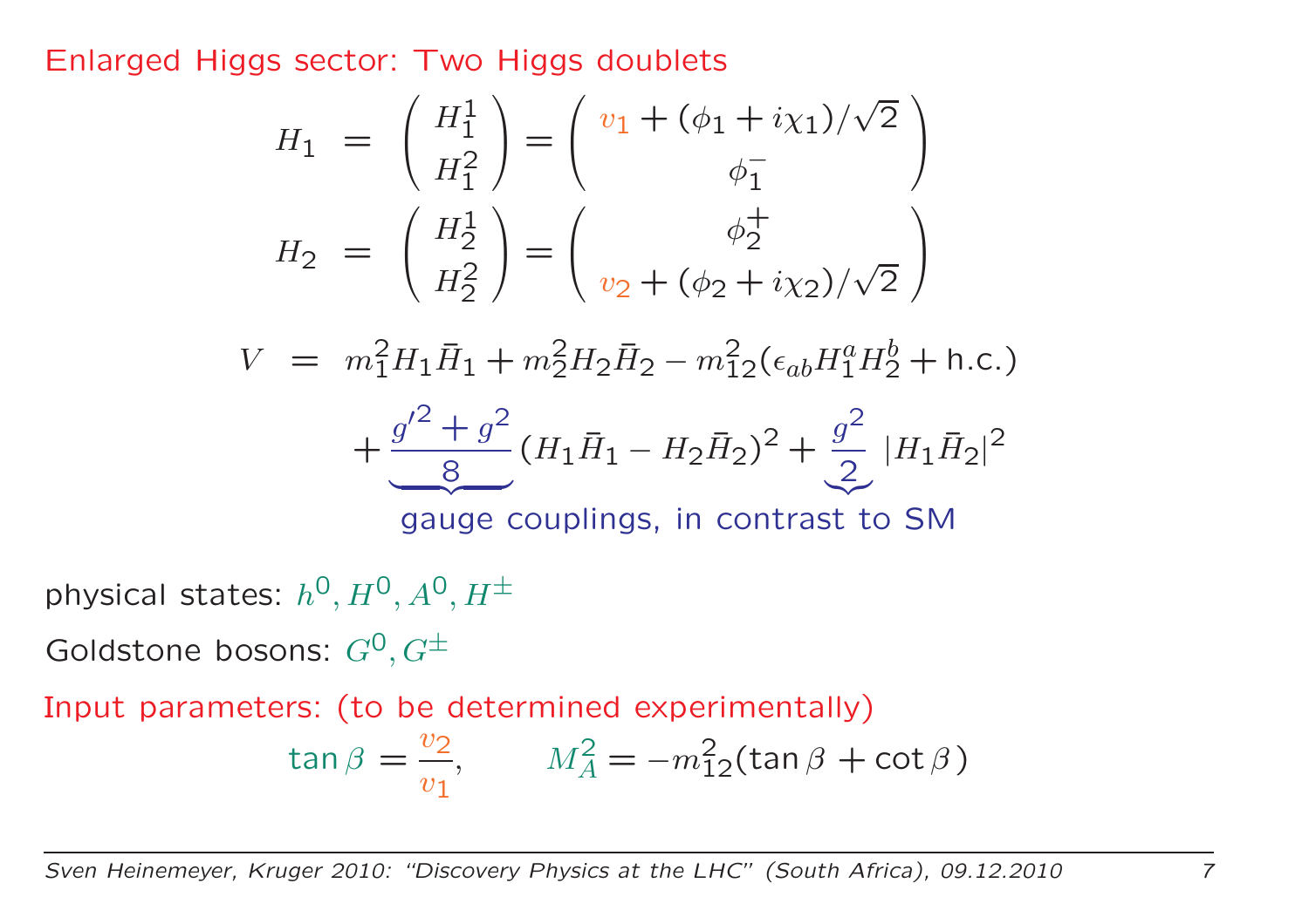## Enlarged Higgs sector: Two Higgs doublets

$$H_1 = \begin{pmatrix} H_1^1 \\ H_1^2 \end{pmatrix} = \begin{pmatrix} v_1 + (\phi_1 + i\chi_1)/\sqrt{2} \\ \phi_1^- \end{pmatrix}$$

$$H_2 = \begin{pmatrix} H_2^1 \\ H_2^2 \end{pmatrix} = \begin{pmatrix} \phi_2^+ \\ v_2 + (\phi_2 + i\chi_2)/\sqrt{2} \end{pmatrix}$$

$$V = m_1^2 H_1 \bar{H}_1 + m_2^2 H_2 \bar{H}_2 - m_{12}^2 (\epsilon_{ab} H_1^a H_2^b + \text{h.c.})$$

$$+ \underbrace{\frac{g'^2 + g^2}{8}} (H_1 \bar{H}_1 - H_2 \bar{H}_2)^2 + \underbrace{\frac{g^2}{2}} |H_1 \bar{H}_2|^2$$

gauge couplings, in contrast to SM

physical states: $h^0, H^0, A^0, H^\pm$

Goldstone bosons: $G^0, G^\pm$

Input parameters: (to be determined experimentally)

$$\tan\beta = \frac{v_2}{v_1}, \qquad M_A^2 = -m_{12}^2 (\tan\beta + \cot\beta)$$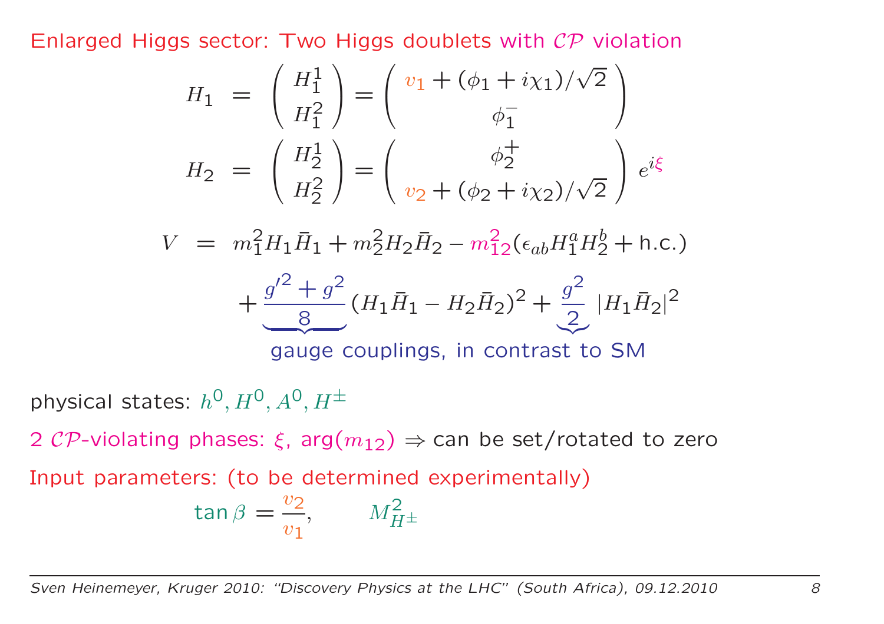## Enlarged Higgs sector: Two Higgs doublets with $\mathcal{CP}$ violation

$$
H_1 = \begin{pmatrix} H_1^1 \\ H_1^2 \end{pmatrix} = \begin{pmatrix} v_1 + (\phi_1 + i\chi_1)/\sqrt{2} \\ \phi_1^- \end{pmatrix}
$$

$$
H_2 = \begin{pmatrix} H_2^1 \\ H_2^2 \end{pmatrix} = \begin{pmatrix} \phi_2^+ \\ v_2 + (\phi_2 + i\chi_2)/\sqrt{2} \end{pmatrix} e^{i\xi}
$$

$$
V = m_1^2 H_1 \bar{H}_1 + m_2^2 H_2 \bar{H}_2 - m_{12}^2 (\epsilon_{ab} H_1^a H_2^b + \text{h.c.})
$$

$$
+ \underbrace{\frac{g'^2 + g^2}{8}} (H_1 \bar{H}_1 - H_2 \bar{H}_2)^2 + \underbrace{\frac{g^2}{2}} \, |H_1 \bar{H}_2|^2
$$

gauge couplings, in contrast to SM

physical states: $h^0, H^0, A^0, H^\pm$

2 $\mathcal{CP}$-violating phases: $\xi$, $\arg(m_{12})$ $\Rightarrow$ can be set/rotated to zero

Input parameters: (to be determined experimentally)

$$
\tan\beta = \frac{v_2}{v_1}, \qquad M_{H^\pm}^2
$$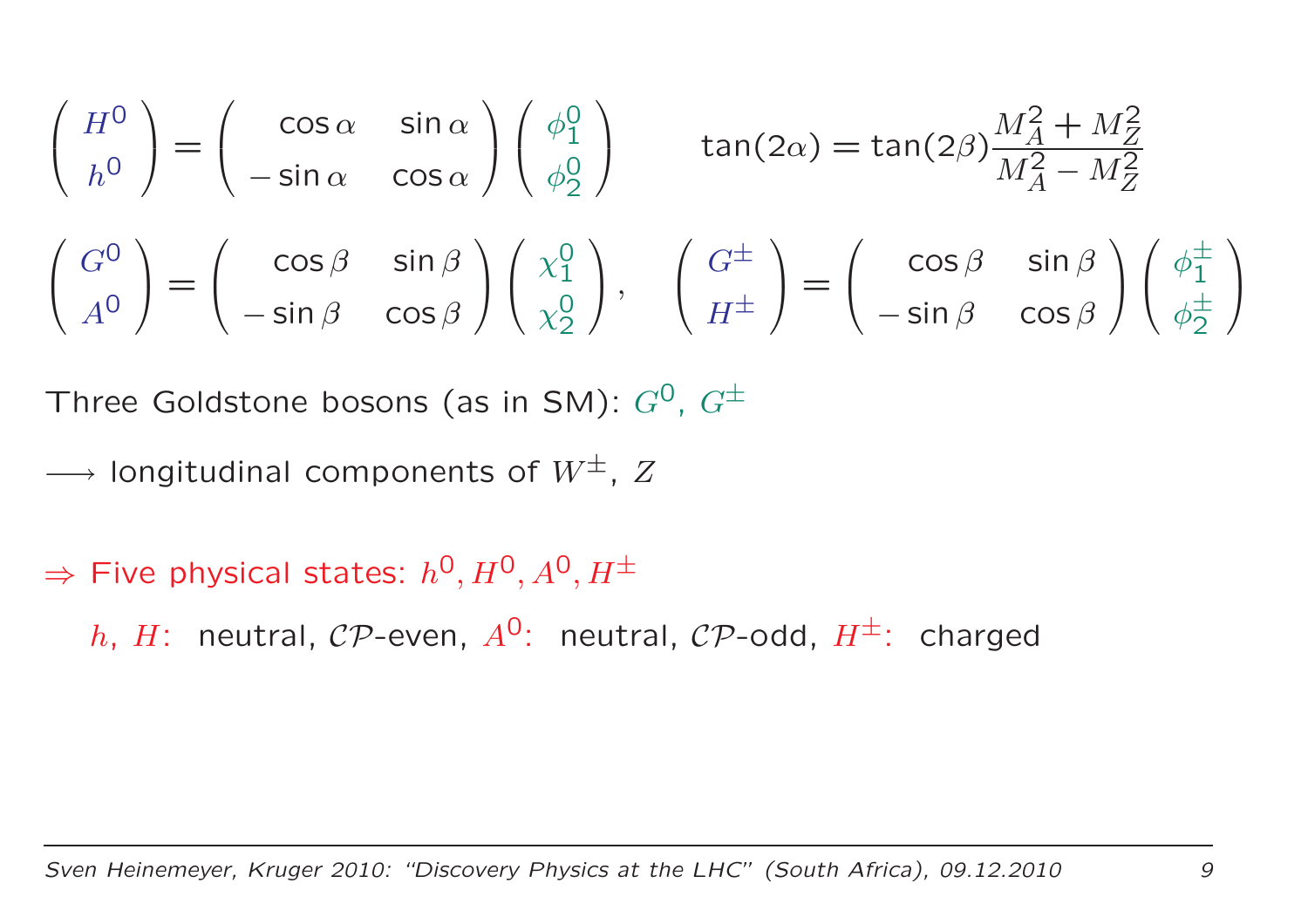$$\begin{pmatrix} H^0 \\ h^0 \end{pmatrix} = \begin{pmatrix} \cos\alpha & \sin\alpha \\ -\sin\alpha & \cos\alpha \end{pmatrix} \begin{pmatrix} \phi_1^0 \\ \phi_2^0 \end{pmatrix} \qquad \tan(2\alpha) = \tan(2\beta)\frac{M_A^2 + M_Z^2}{M_A^2 - M_Z^2}$$

$$\begin{pmatrix} G^0 \\ A^0 \end{pmatrix} = \begin{pmatrix} \cos\beta & \sin\beta \\ -\sin\beta & \cos\beta \end{pmatrix} \begin{pmatrix} \chi_1^0 \\ \chi_2^0 \end{pmatrix}, \quad \begin{pmatrix} G^\pm \\ H^\pm \end{pmatrix} = \begin{pmatrix} \cos\beta & \sin\beta \\ -\sin\beta & \cos\beta \end{pmatrix} \begin{pmatrix} \phi_1^\pm \\ \phi_2^\pm \end{pmatrix}$$

Three Goldstone bosons (as in SM): $G^0$, $G^\pm$

$\longrightarrow$ longitudinal components of $W^\pm$, $Z$

$\Rightarrow$ Five physical states: $h^0, H^0, A^0, H^\pm$

$h$, $H$: neutral, $\mathcal{CP}$-even, $A^0$: neutral, $\mathcal{CP}$-odd, $H^\pm$: charged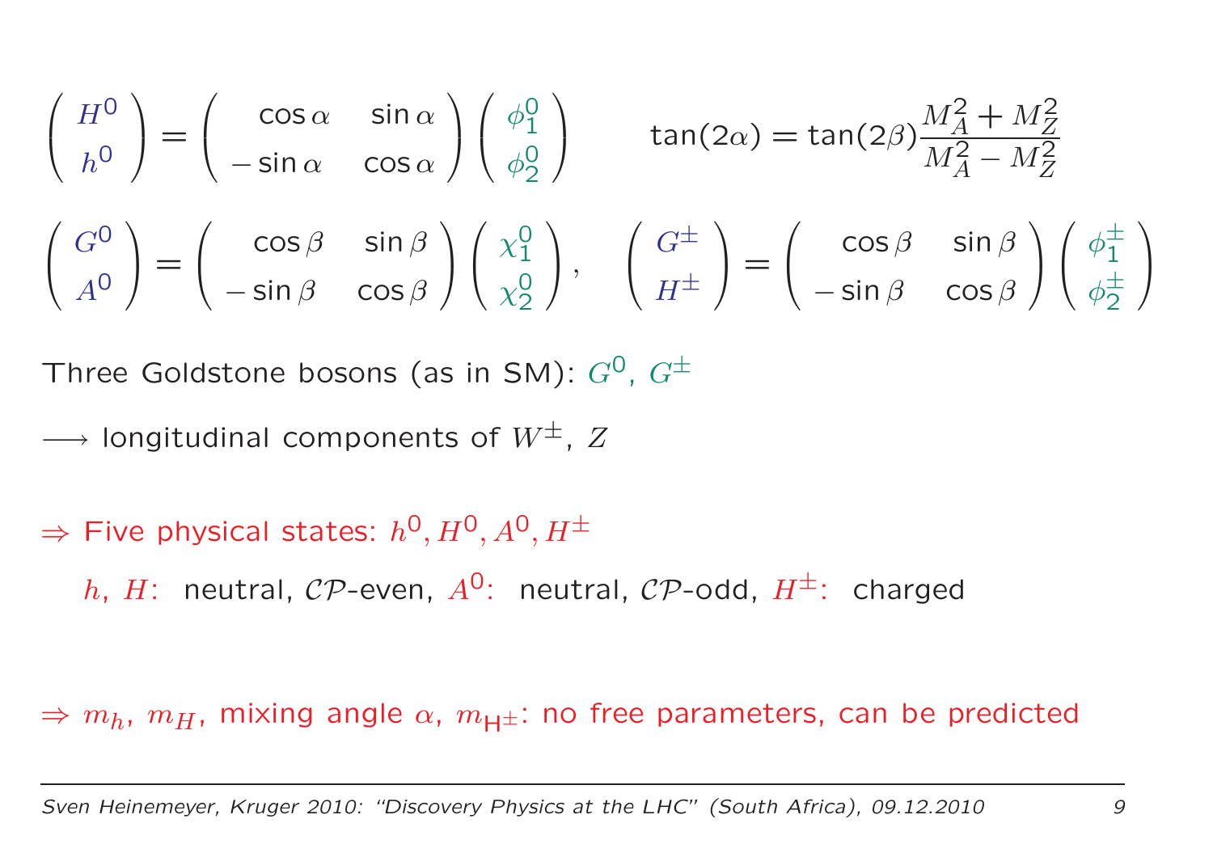$$
\begin{pmatrix} H^0 \\ h^0 \end{pmatrix} = \begin{pmatrix} \cos\alpha & \sin\alpha \\ -\sin\alpha & \cos\alpha \end{pmatrix} \begin{pmatrix} \phi_1^0 \\ \phi_2^0 \end{pmatrix} \qquad \tan(2\alpha) = \tan(2\beta)\frac{M_A^2 + M_Z^2}{M_A^2 - M_Z^2}
$$

$$
\begin{pmatrix} G^0 \\ A^0 \end{pmatrix} = \begin{pmatrix} \cos\beta & \sin\beta \\ -\sin\beta & \cos\beta \end{pmatrix} \begin{pmatrix} \chi_1^0 \\ \chi_2^0 \end{pmatrix}, \quad \begin{pmatrix} G^\pm \\ H^\pm \end{pmatrix} = \begin{pmatrix} \cos\beta & \sin\beta \\ -\sin\beta & \cos\beta \end{pmatrix} \begin{pmatrix} \phi_1^\pm \\ \phi_2^\pm \end{pmatrix}
$$

Three Goldstone bosons (as in SM): $G^0$, $G^\pm$

$\longrightarrow$ longitudinal components of $W^\pm$, $Z$

$\Rightarrow$ Five physical states: $h^0, H^0, A^0, H^\pm$

$h$, $H$: neutral, $\mathcal{CP}$-even, $A^0$: neutral, $\mathcal{CP}$-odd, $H^\pm$: charged

$\Rightarrow$ $m_h$, $m_H$, mixing angle $\alpha$, $m_{\mathrm{H}^\pm}$: no free parameters, can be predicted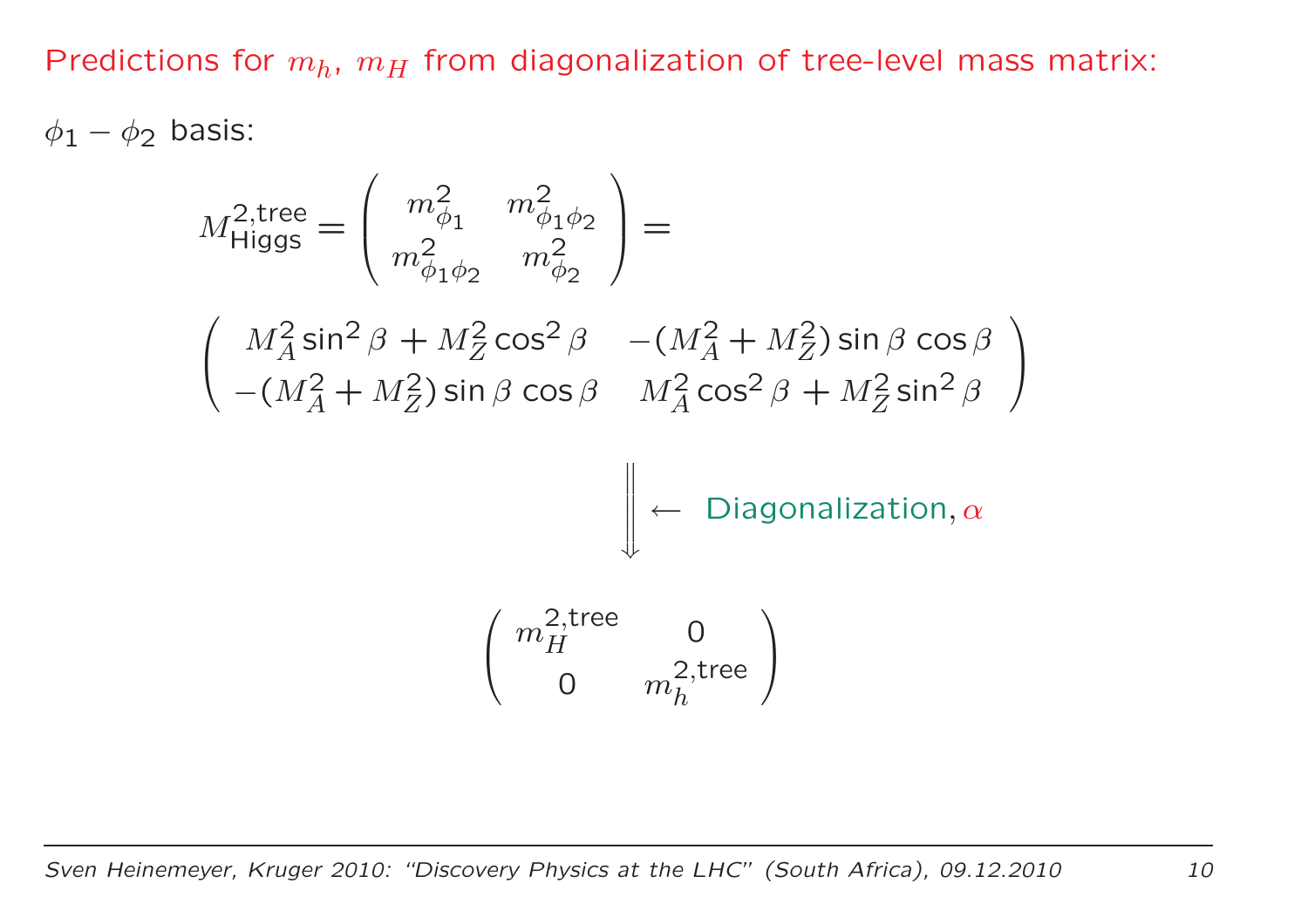Predictions for $m_h$, $m_H$ from diagonalization of tree-level mass matrix:

$\phi_1 - \phi_2$ basis:

$$M^{2,\text{tree}}_{\text{Higgs}} = \begin{pmatrix} m^2_{\phi_1} & m^2_{\phi_1\phi_2} \\ m^2_{\phi_1\phi_2} & m^2_{\phi_2} \end{pmatrix} =$$

$$\begin{pmatrix} M_A^2 \sin^2\beta + M_Z^2 \cos^2\beta & -(M_A^2 + M_Z^2)\sin\beta\cos\beta \\ -(M_A^2 + M_Z^2)\sin\beta\cos\beta & M_A^2 \cos^2\beta + M_Z^2 \sin^2\beta \end{pmatrix}$$

$$\Big\Downarrow \leftarrow \text{ Diagonalization}, \alpha$$

$$\begin{pmatrix} m_H^{2,\text{tree}} & 0 \\ 0 & m_h^{2,\text{tree}} \end{pmatrix}$$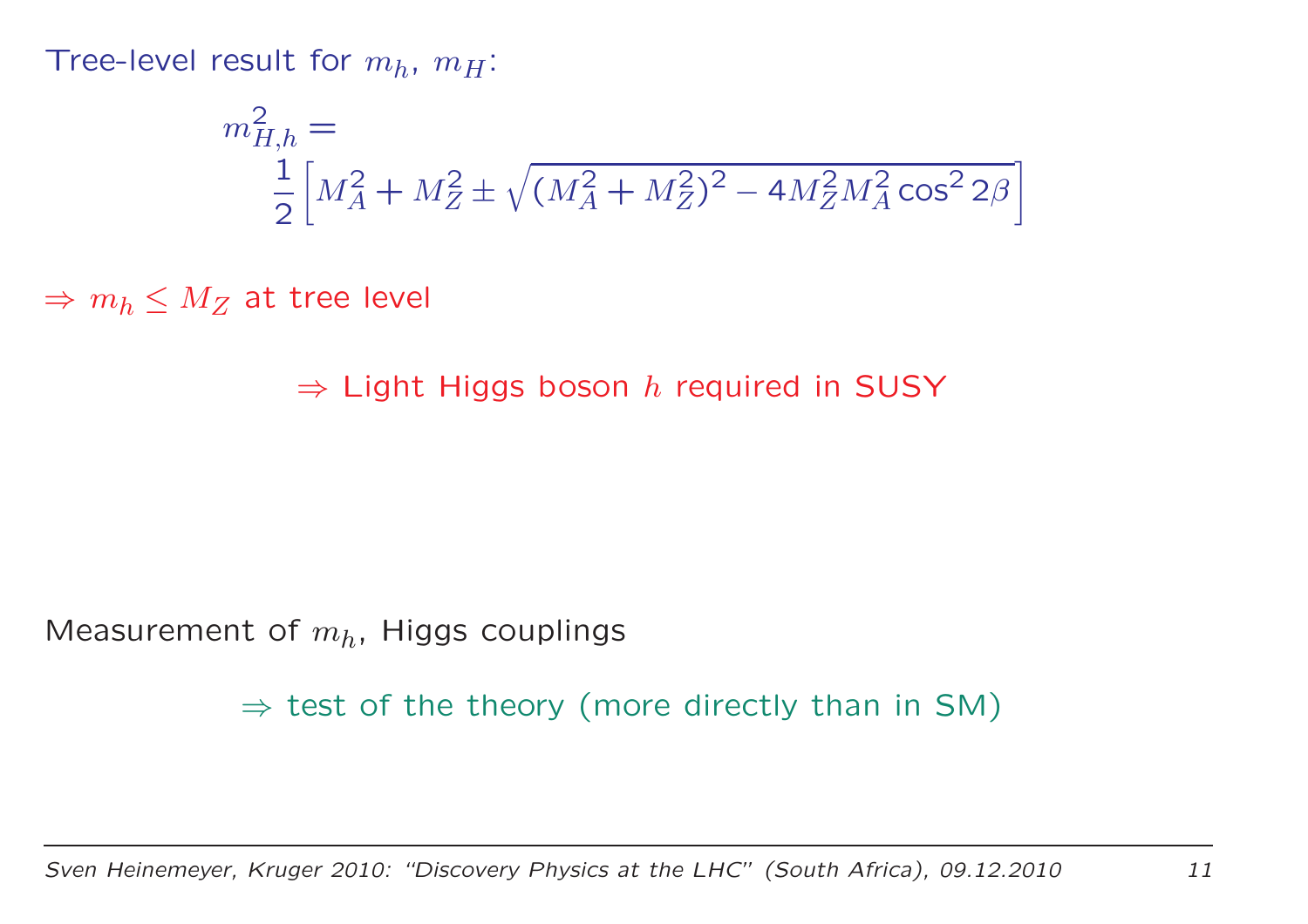Tree-level result for $m_h$, $m_H$:

$$m_{H,h}^2 = \frac{1}{2}\left[M_A^2 + M_Z^2 \pm \sqrt{(M_A^2 + M_Z^2)^2 - 4M_Z^2 M_A^2 \cos^2 2\beta}\right]$$

$\Rightarrow m_h \leq M_Z$ at tree level

$\Rightarrow$ Light Higgs boson $h$ required in SUSY

Measurement of $m_h$, Higgs couplings

$\Rightarrow$ test of the theory (more directly than in SM)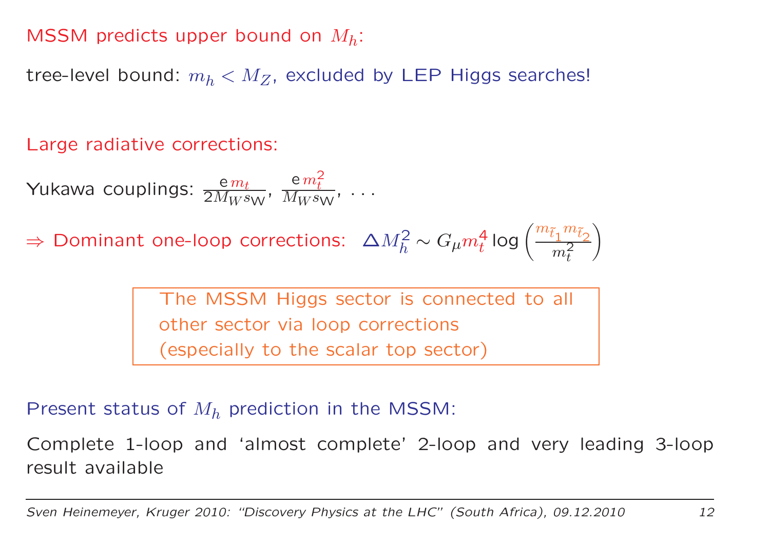MSSM predicts upper bound on $M_h$:

tree-level bound: $m_h < M_Z$, excluded by LEP Higgs searches!

Large radiative corrections:

Yukawa couplings: $\frac{e\, m_t}{2 M_W s_W}$, $\frac{e\, m_t^2}{M_W s_W}$, . . .

$\Rightarrow$ Dominant one-loop corrections: $\Delta M_h^2 \sim G_\mu m_t^4 \log\left(\frac{m_{\tilde{t}_1} m_{\tilde{t}_2}}{m_t^2}\right)$

> The MSSM Higgs sector is connected to all other sector via loop corrections (especially to the scalar top sector)

Present status of $M_h$ prediction in the MSSM:

Complete 1-loop and 'almost complete' 2-loop and very leading 3-loop result available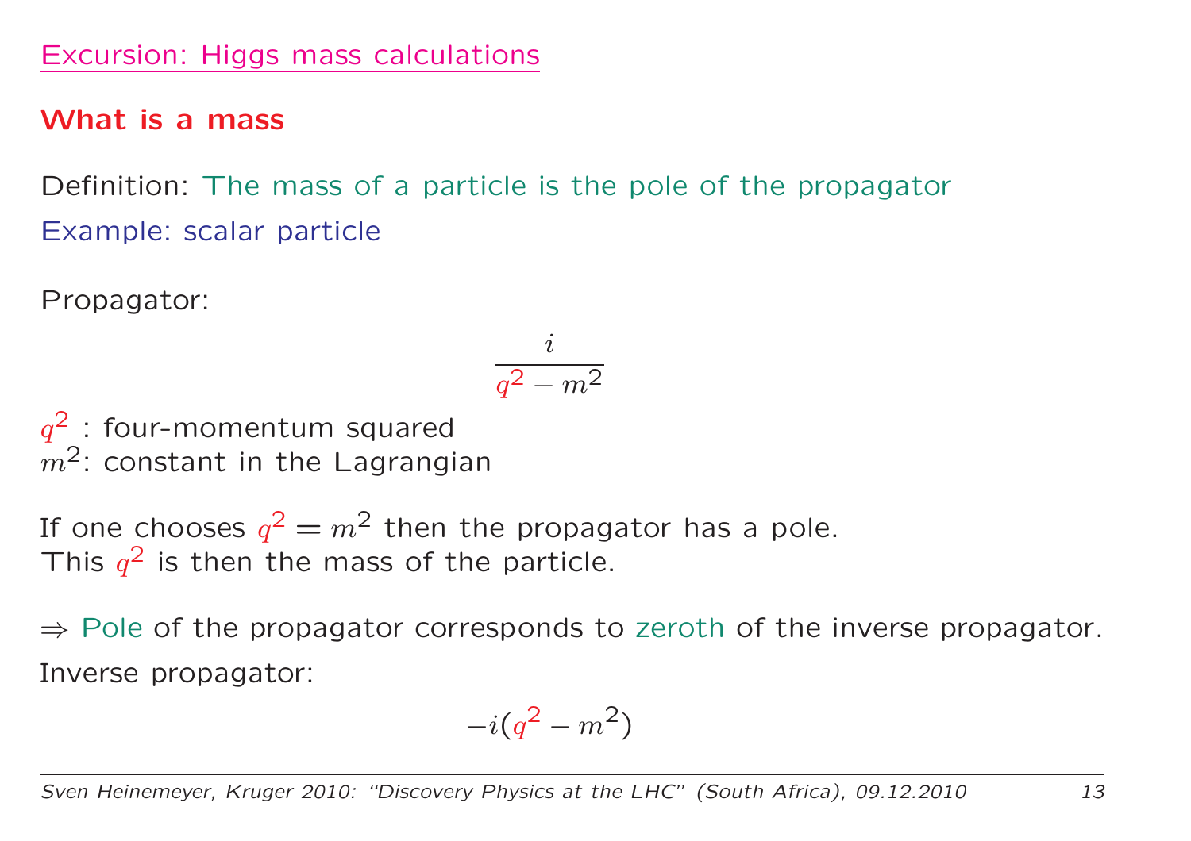## Excursion: Higgs mass calculations

### What is a mass

Definition: The mass of a particle is the pole of the propagator

Example: scalar particle

Propagator:

$$\frac{i}{q^2 - m^2}$$

$q^2$ : four-momentum squared
$m^2$: constant in the Lagrangian

If one chooses $q^2 = m^2$ then the propagator has a pole.
This $q^2$ is then the mass of the particle.

$\Rightarrow$ Pole of the propagator corresponds to zeroth of the inverse propagator.

Inverse propagator:

$$-i(q^2 - m^2)$$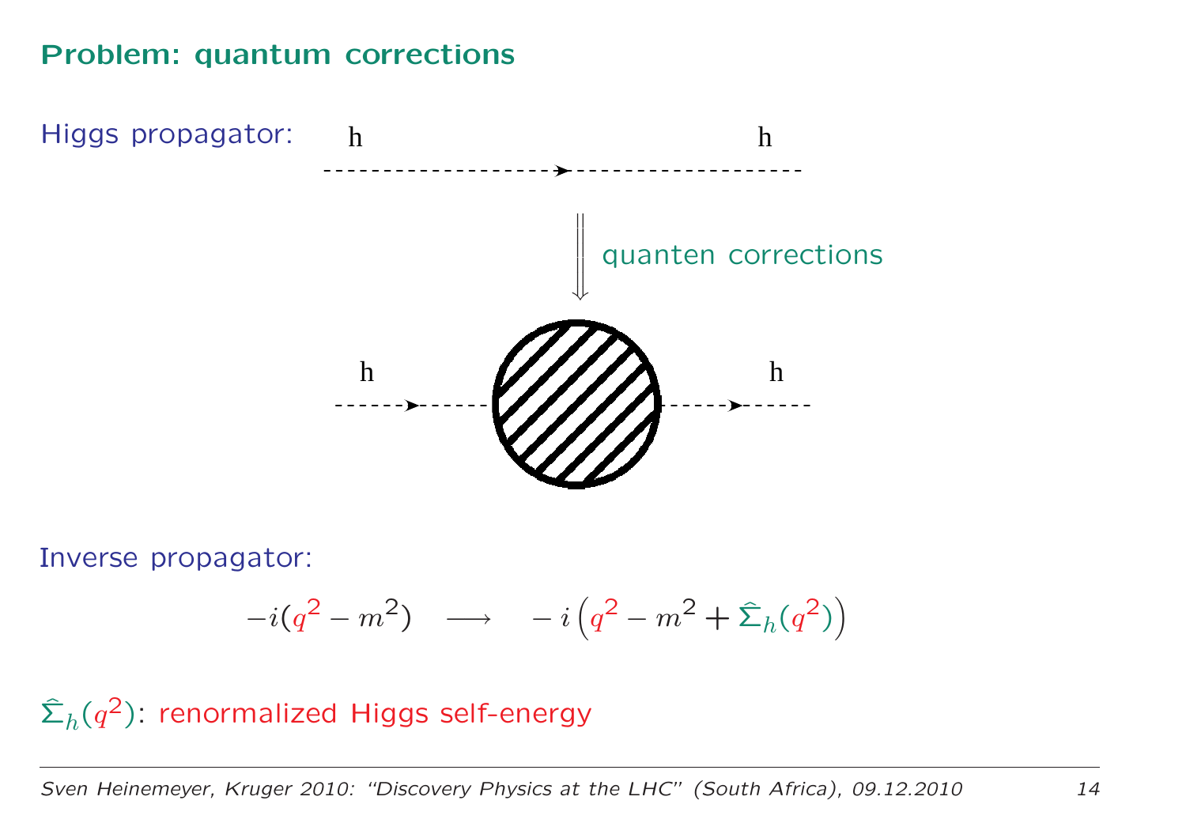## Problem: quantum corrections

Higgs propagator:

h h

quanten corrections

h h

Inverse propagator:

$$-i(q^2 - m^2) \quad \longrightarrow \quad -i\left(q^2 - m^2 + \hat{\Sigma}_h(q^2)\right)$$

$\hat{\Sigma}_h(q^2)$: renormalized Higgs self-energy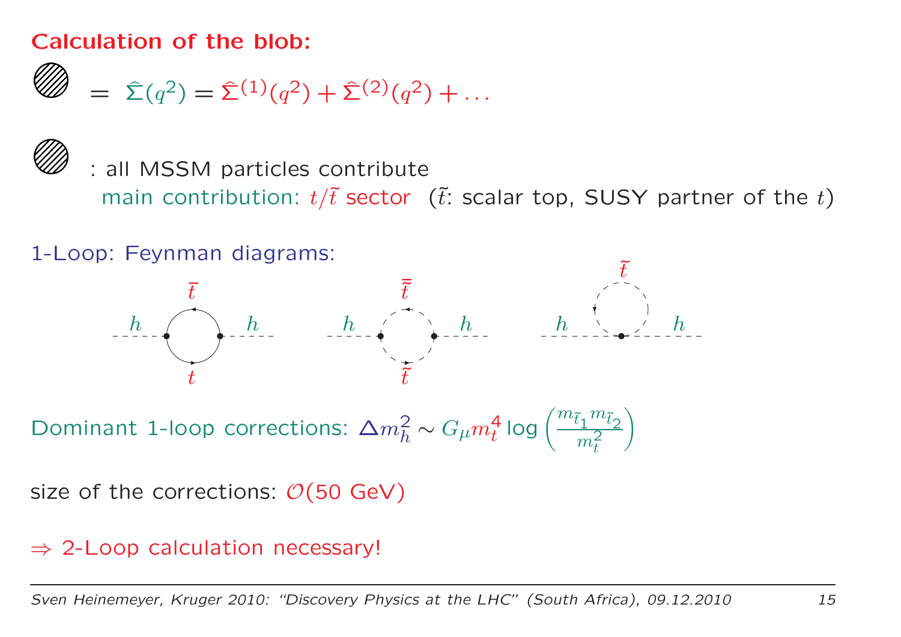## Calculation of the blob:

$$\text{(blob)} = \hat{\Sigma}(q^2) = \hat{\Sigma}^{(1)}(q^2) + \hat{\Sigma}^{(2)}(q^2) + \ldots$$

(blob) : all MSSM particles contribute
main contribution: $t/\tilde{t}$ sector ($\tilde{t}$: scalar top, SUSY partner of the $t$)

1-Loop: Feynman diagrams:

Dominant 1-loop corrections: $\Delta m_h^2 \sim G_\mu m_t^4 \log\left(\frac{m_{\tilde{t}_1} m_{\tilde{t}_2}}{m_t^2}\right)$

size of the corrections: $\mathcal{O}(50 \text{ GeV})$

$\Rightarrow$ 2-Loop calculation necessary!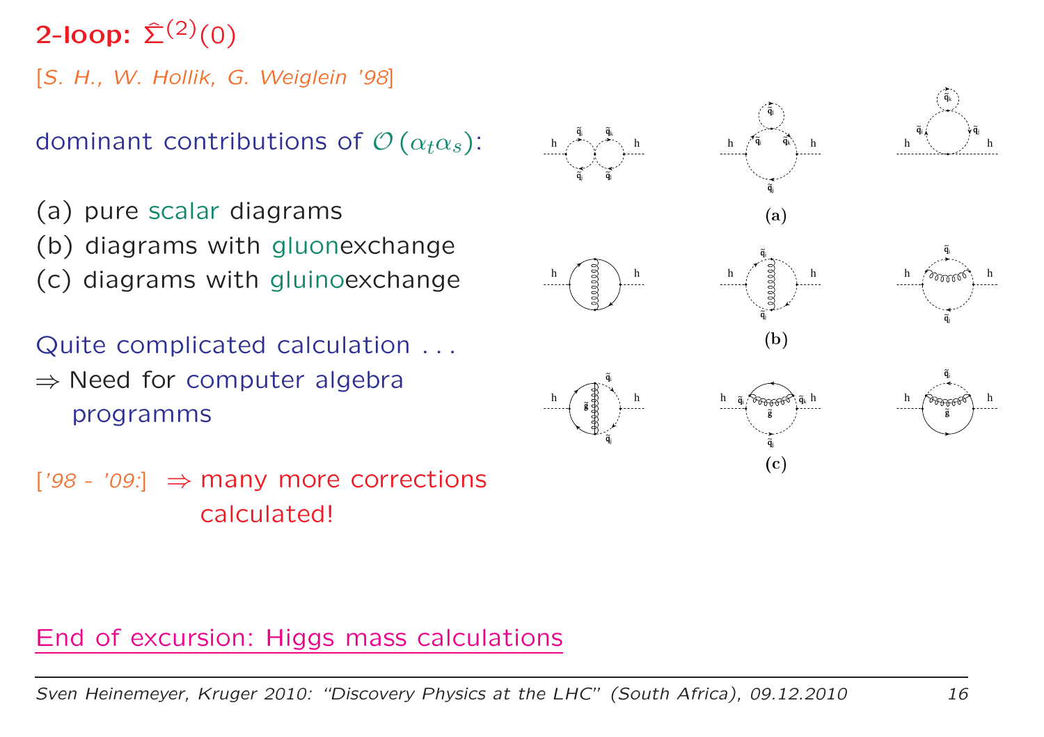## 2-loop: $\hat{\Sigma}^{(2)}(0)$

[*S. H., W. Hollik, G. Weiglein '98*]

dominant contributions of $\mathcal{O}(\alpha_t \alpha_s)$:

(a) pure scalar diagrams
(b) diagrams with gluonexchange
(c) diagrams with gluinoexchange

Quite complicated calculation . . .
$\Rightarrow$ Need for computer algebra programms

[*'98 - '09:*] $\Rightarrow$ many more corrections calculated!

End of excursion: Higgs mass calculations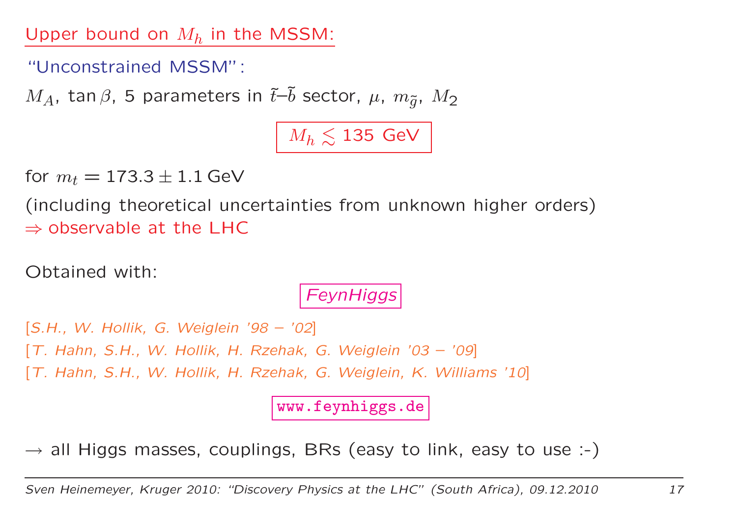## Upper bound on $M_h$ in the MSSM:

"Unconstrained MSSM":

$M_A$, $\tan\beta$, 5 parameters in $\tilde{t}$–$\tilde{b}$ sector, $\mu$, $m_{\tilde{g}}$, $M_2$

$$M_h \lesssim 135 \text{ GeV}$$

for $m_t = 173.3 \pm 1.1\,\text{GeV}$

(including theoretical uncertainties from unknown higher orders)
$\Rightarrow$ observable at the LHC

Obtained with:

**FeynHiggs**

*[S.H., W. Hollik, G. Weiglein '98 – '02]*
*[T. Hahn, S.H., W. Hollik, H. Rzehak, G. Weiglein '03 – '09]*
*[T. Hahn, S.H., W. Hollik, H. Rzehak, G. Weiglein, K. Williams '10]*

`www.feynhiggs.de`

$\rightarrow$ all Higgs masses, couplings, BRs (easy to link, easy to use :-)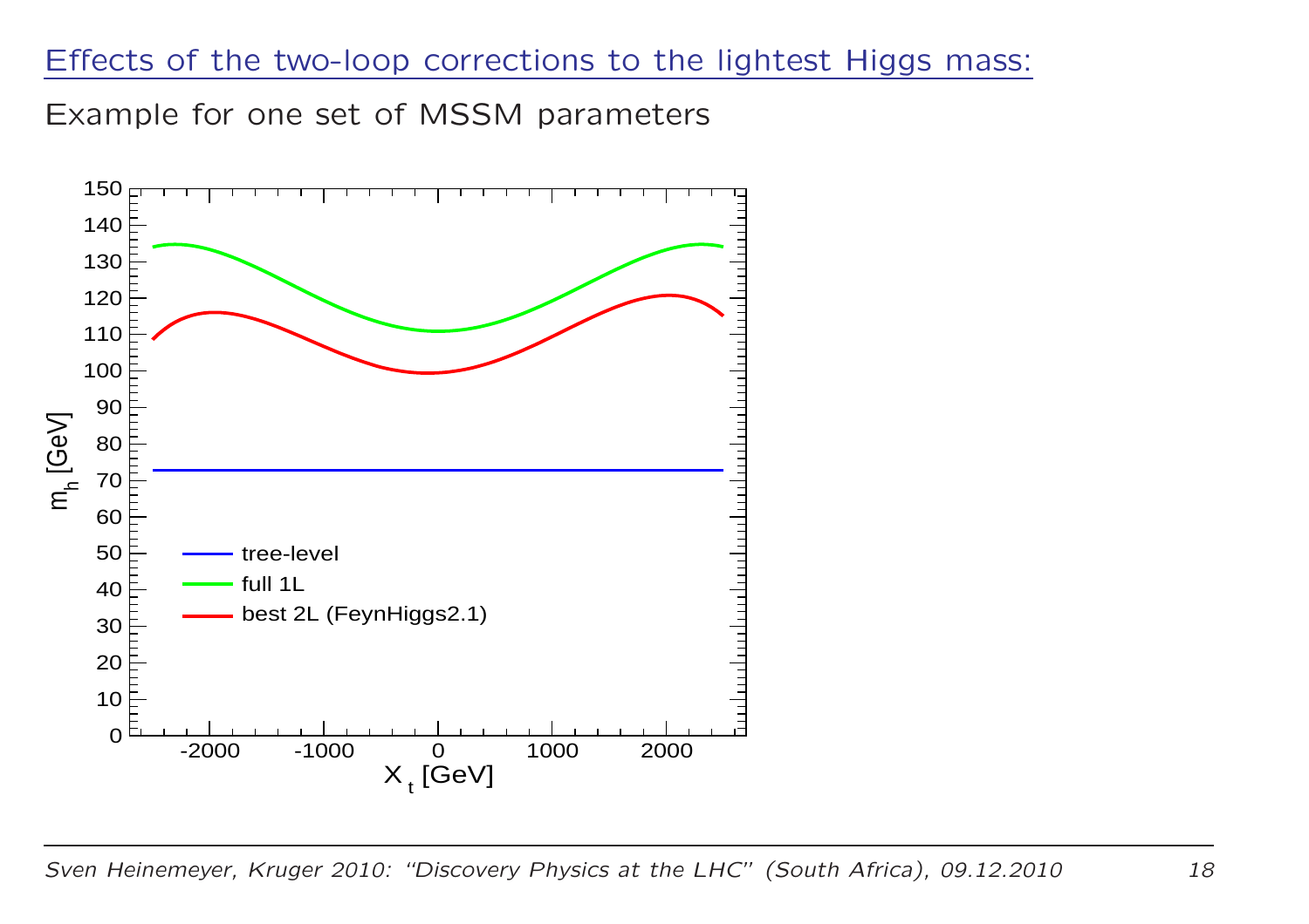## Effects of the two-loop corrections to the lightest Higgs mass:

Example for one set of MSSM parameters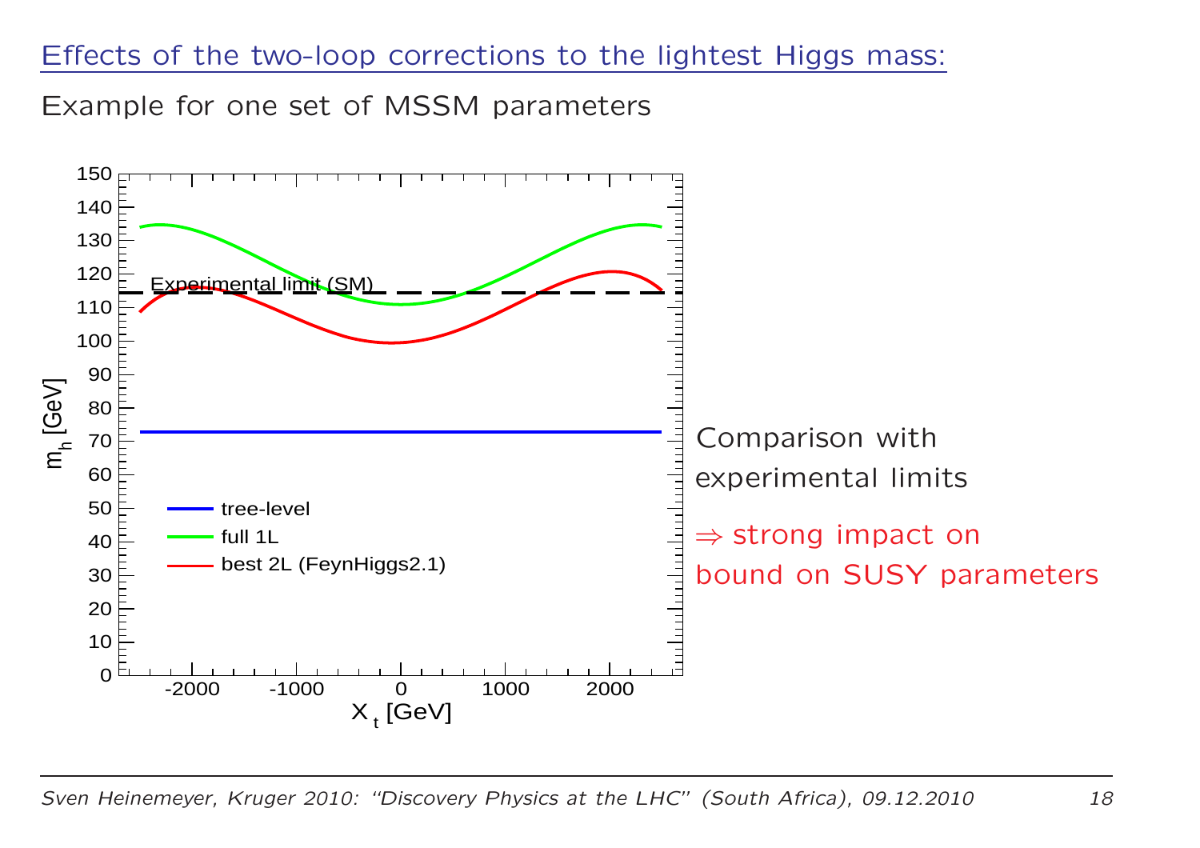## Effects of the two-loop corrections to the lightest Higgs mass:

Example for one set of MSSM parameters

Comparison with experimental limits

⇒ strong impact on bound on SUSY parameters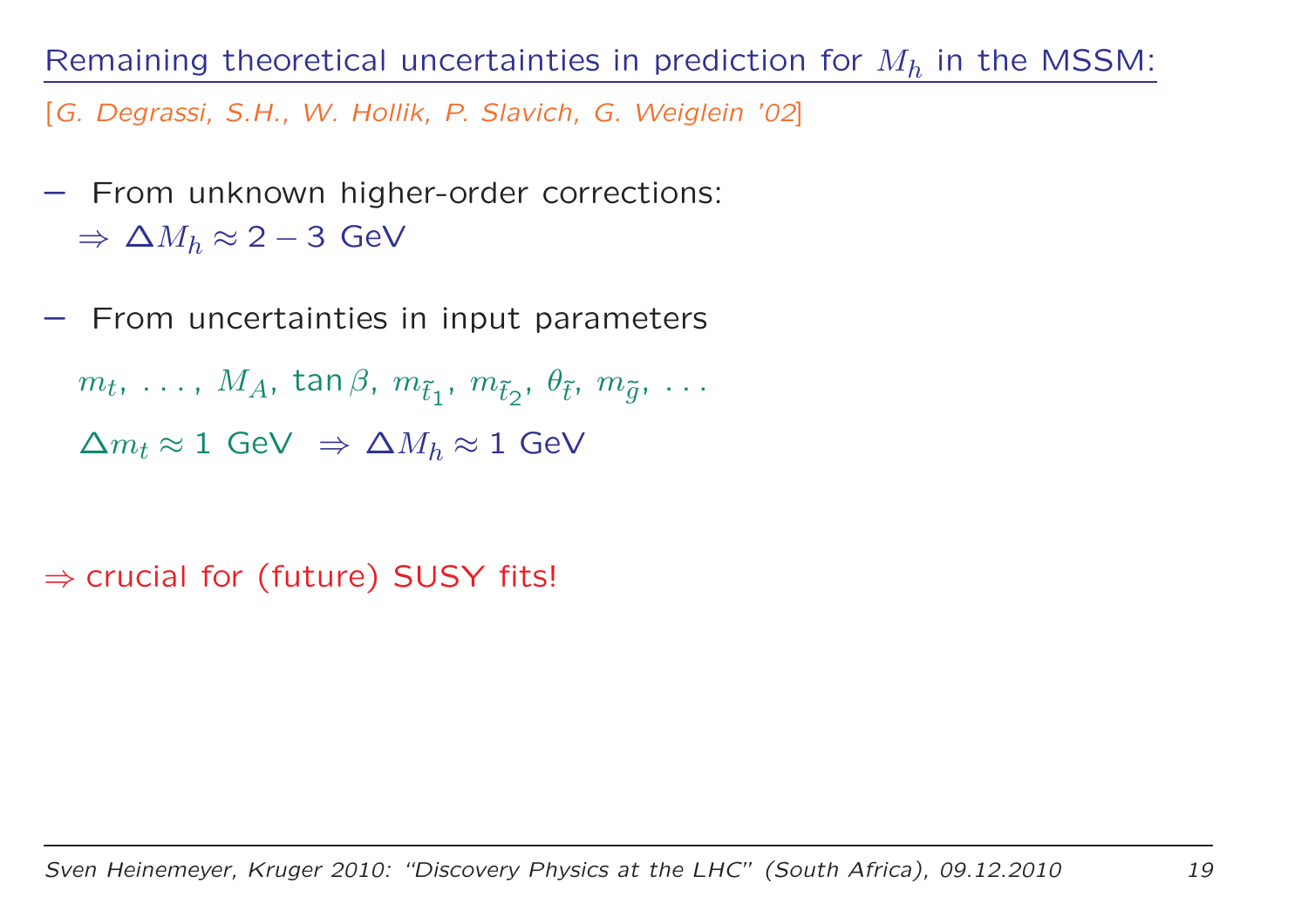## Remaining theoretical uncertainties in prediction for $M_h$ in the MSSM:

[*G. Degrassi, S.H., W. Hollik, P. Slavich, G. Weiglein '02*]

- From unknown higher-order corrections:
  $\Rightarrow \Delta M_h \approx 2 - 3$ GeV

- From uncertainties in input parameters

  $m_t$, ..., $M_A$, $\tan\beta$, $m_{\tilde{t}_1}$, $m_{\tilde{t}_2}$, $\theta_{\tilde{t}}$, $m_{\tilde{g}}$, ...

  $\Delta m_t \approx 1$ GeV $\Rightarrow \Delta M_h \approx 1$ GeV

$\Rightarrow$ crucial for (future) SUSY fits!